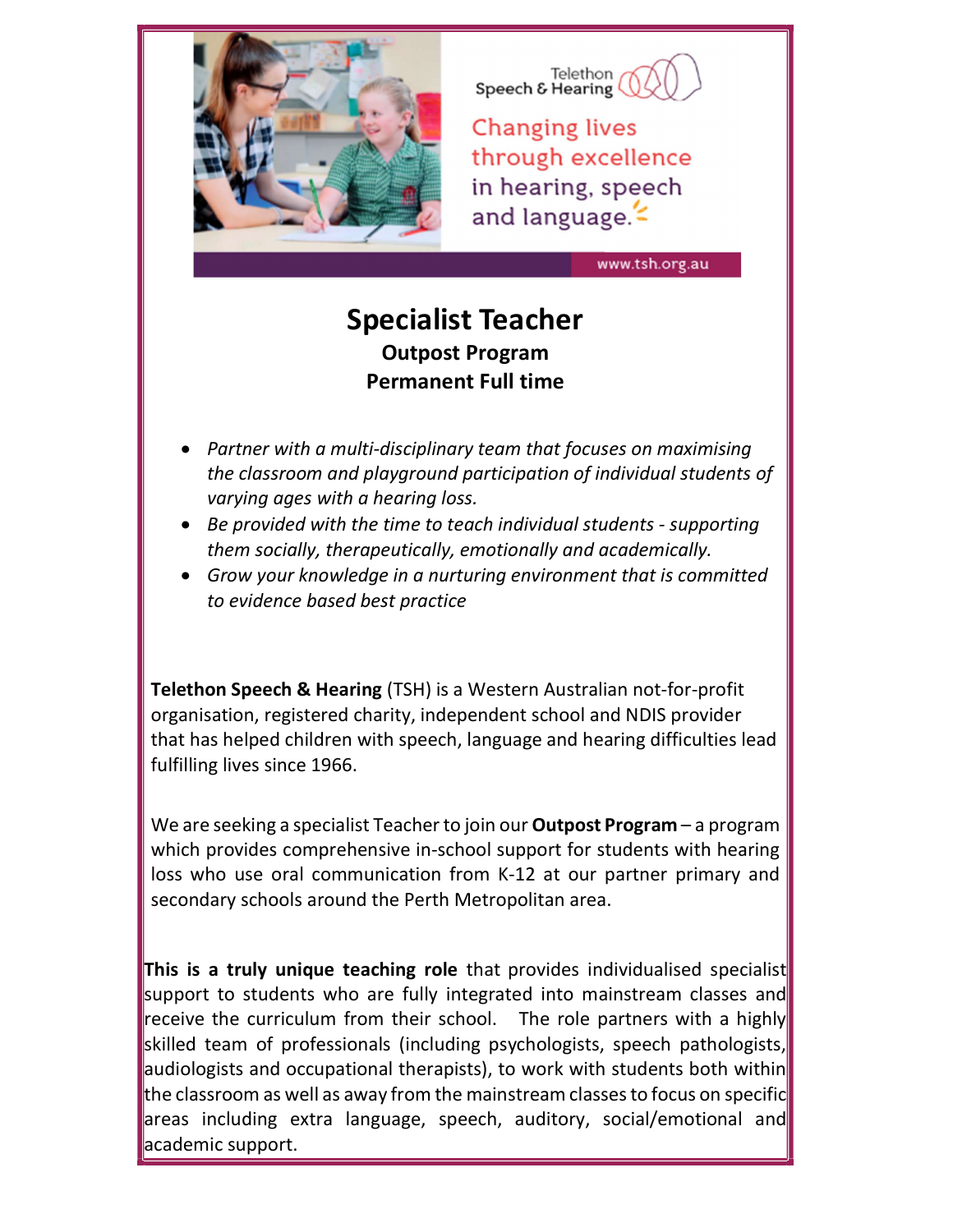Telethon Speech & Hearing

Changing lives through excellence in hearing, speech and language.

www.tsh.org.au

# Specialist Teacher

## Outpost Program

## Permanent Full time

- *Partner with a multi-disciplinary team that focuses on maximising the classroom and playground participation of individual students of varying ages with a hearing loss.*
- *Be provided with the time to teach individual students - supporting them socially, therapeutically, emotionally and academically.*
- *Grow your knowledge in a nurturing environment that is committed to evidence based best practice*

**Telethon Speech & Hearing** (TSH) is a Western Australian not-for-profit organisation, registered charity, independent school and NDIS provider that has helped children with speech, language and hearing difficulties lead fulfilling lives since 1966.

We are seeking a specialist Teacher to join our **Outpost Program** – a program which provides comprehensive in-school support for students with hearing loss who use oral communication from K-12 at our partner primary and secondary schools around the Perth Metropolitan area.

**This is a truly unique teaching role** that provides individualised specialist support to students who are fully integrated into mainstream classes and receive the curriculum from their school. The role partners with a highly skilled team of professionals (including psychologists, speech pathologists, audiologists and occupational therapists), to work with students both within the classroom as well as away from the mainstream classes to focus on specific areas including extra language, speech, auditory, social/emotional and academic support.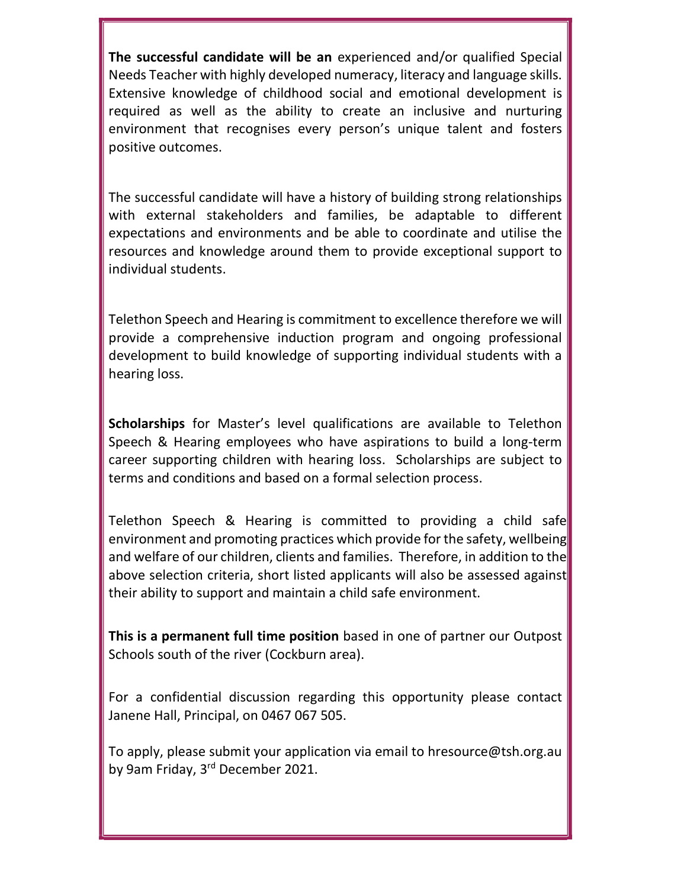**The successful candidate will be an** experienced and/or qualified Special Needs Teacher with highly developed numeracy, literacy and language skills. Extensive knowledge of childhood social and emotional development is required as well as the ability to create an inclusive and nurturing environment that recognises every person's unique talent and fosters positive outcomes.

The successful candidate will have a history of building strong relationships with external stakeholders and families, be adaptable to different expectations and environments and be able to coordinate and utilise the resources and knowledge around them to provide exceptional support to individual students.

Telethon Speech and Hearing is commitment to excellence therefore we will provide a comprehensive induction program and ongoing professional development to build knowledge of supporting individual students with a hearing loss.

**Scholarships** for Master's level qualifications are available to Telethon Speech & Hearing employees who have aspirations to build a long-term career supporting children with hearing loss. Scholarships are subject to terms and conditions and based on a formal selection process.

Telethon Speech & Hearing is committed to providing a child safe environment and promoting practices which provide for the safety, wellbeing and welfare of our children, clients and families. Therefore, in addition to the above selection criteria, short listed applicants will also be assessed against their ability to support and maintain a child safe environment.

**This is a permanent full time position** based in one of partner our Outpost Schools south of the river (Cockburn area).

For a confidential discussion regarding this opportunity please contact Janene Hall, Principal, on 0467 067 505.

To apply, please submit your application via email to hresource@tsh.org.au by 9am Friday, 3rd December 2021.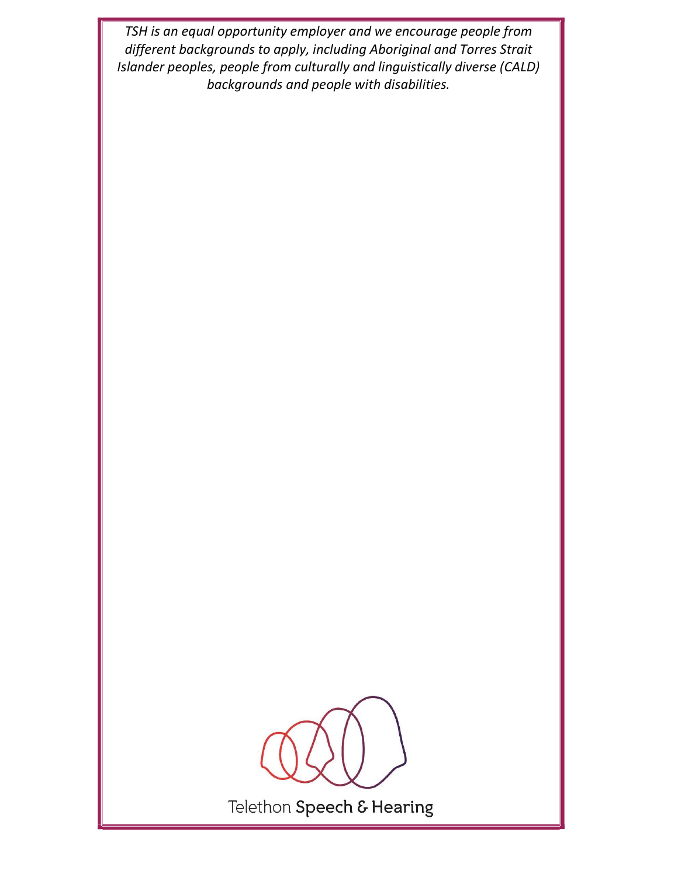*TSH is an equal opportunity employer and we encourage people from different backgrounds to apply, including Aboriginal and Torres Strait Islander peoples, people from culturally and linguistically diverse (CALD) backgrounds and people with disabilities.*

Telethon Speech & Hearing